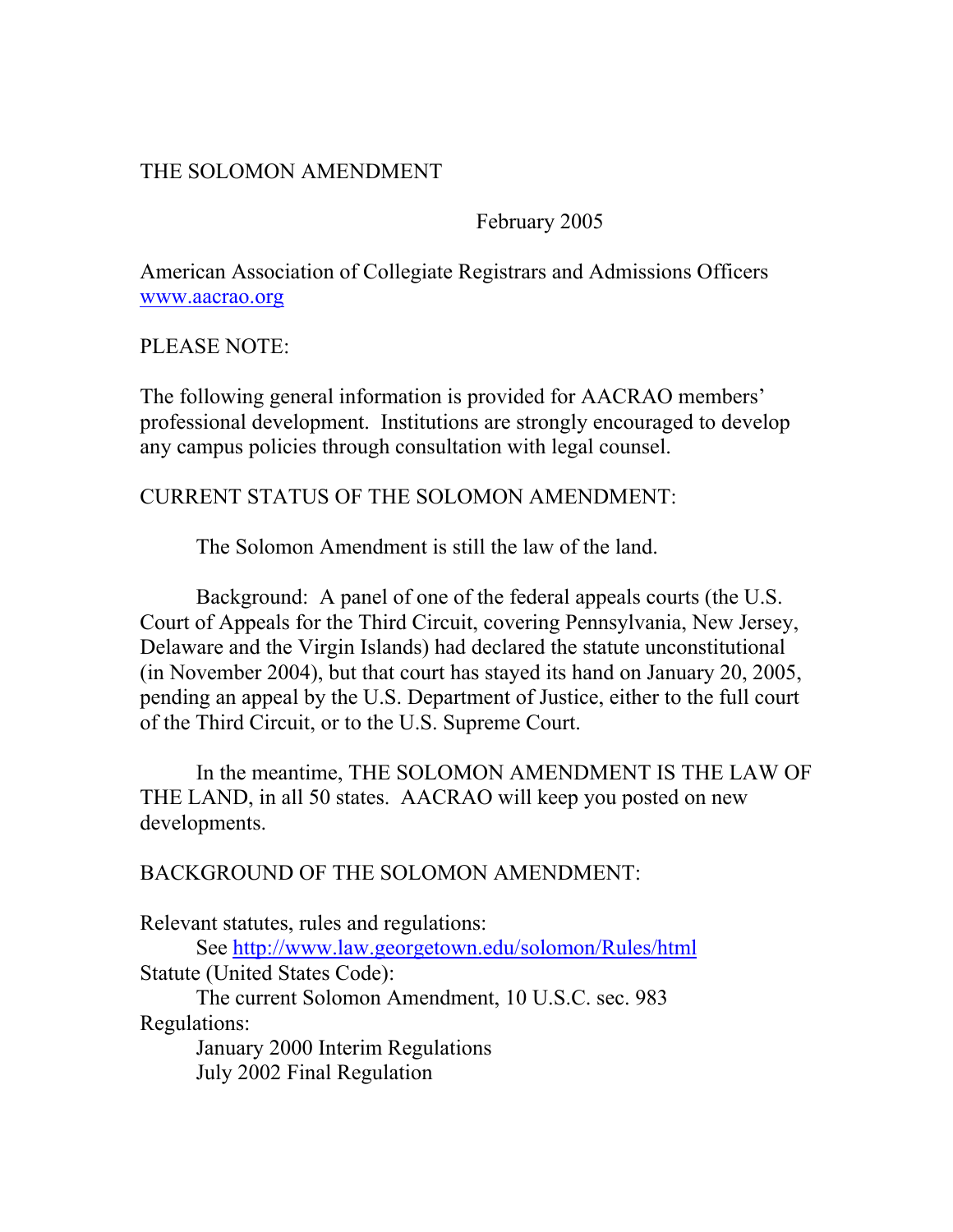# THE SOLOMON AMENDMENT

February 2005

American Association of Collegiate Registrars and Admissions Officers
www.aacrao.org

## PLEASE NOTE:

The following general information is provided for AACRAO members' professional development. Institutions are strongly encouraged to develop any campus policies through consultation with legal counsel.

## CURRENT STATUS OF THE SOLOMON AMENDMENT:

The Solomon Amendment is still the law of the land.

Background: A panel of one of the federal appeals courts (the U.S. Court of Appeals for the Third Circuit, covering Pennsylvania, New Jersey, Delaware and the Virgin Islands) had declared the statute unconstitutional (in November 2004), but that court has stayed its hand on January 20, 2005, pending an appeal by the U.S. Department of Justice, either to the full court of the Third Circuit, or to the U.S. Supreme Court.

In the meantime, THE SOLOMON AMENDMENT IS THE LAW OF THE LAND, in all 50 states. AACRAO will keep you posted on new developments.

## BACKGROUND OF THE SOLOMON AMENDMENT:

Relevant statutes, rules and regulations:
See http://www.law.georgetown.edu/solomon/Rules/html

Statute (United States Code):
The current Solomon Amendment, 10 U.S.C. sec. 983

Regulations:
January 2000 Interim Regulations
July 2002 Final Regulation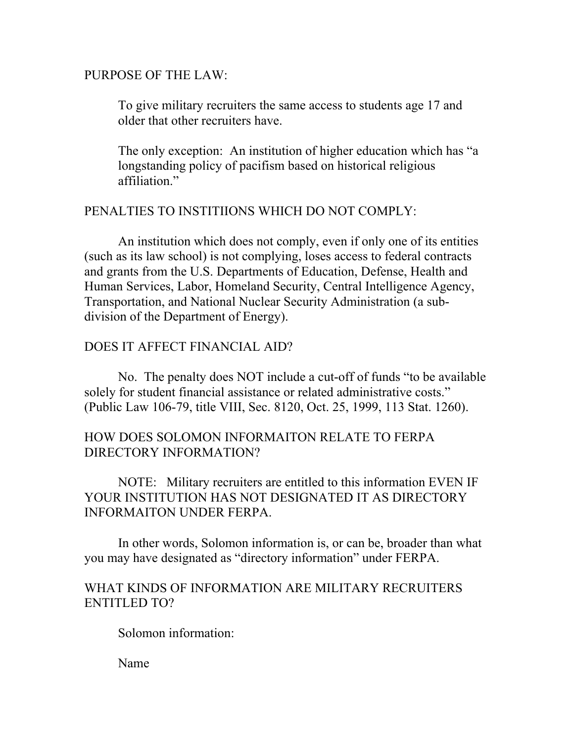## PURPOSE OF THE LAW:

To give military recruiters the same access to students age 17 and older that other recruiters have.

The only exception: An institution of higher education which has "a longstanding policy of pacifism based on historical religious affiliation."

## PENALTIES TO INSTITIIONS WHICH DO NOT COMPLY:

An institution which does not comply, even if only one of its entities (such as its law school) is not complying, loses access to federal contracts and grants from the U.S. Departments of Education, Defense, Health and Human Services, Labor, Homeland Security, Central Intelligence Agency, Transportation, and National Nuclear Security Administration (a sub-division of the Department of Energy).

## DOES IT AFFECT FINANCIAL AID?

No. The penalty does NOT include a cut-off of funds "to be available solely for student financial assistance or related administrative costs." (Public Law 106-79, title VIII, Sec. 8120, Oct. 25, 1999, 113 Stat. 1260).

## HOW DOES SOLOMON INFORMAITON RELATE TO FERPA DIRECTORY INFORMATION?

NOTE: Military recruiters are entitled to this information EVEN IF YOUR INSTITUTION HAS NOT DESIGNATED IT AS DIRECTORY INFORMAITON UNDER FERPA.

In other words, Solomon information is, or can be, broader than what you may have designated as "directory information" under FERPA.

## WHAT KINDS OF INFORMATION ARE MILITARY RECRUITERS ENTITLED TO?

Solomon information:

Name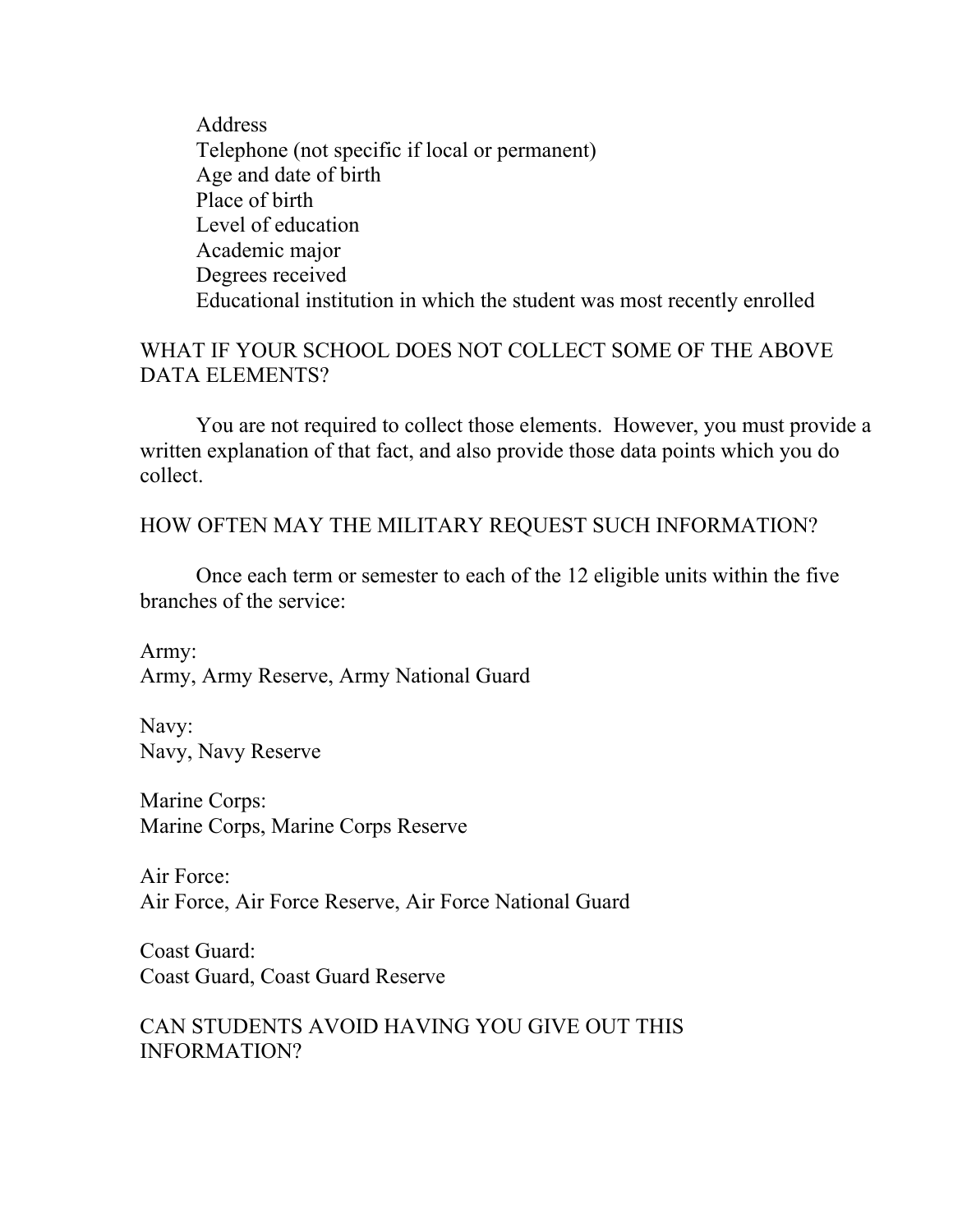Address
Telephone (not specific if local or permanent)
Age and date of birth
Place of birth
Level of education
Academic major
Degrees received
Educational institution in which the student was most recently enrolled

WHAT IF YOUR SCHOOL DOES NOT COLLECT SOME OF THE ABOVE DATA ELEMENTS?

You are not required to collect those elements. However, you must provide a written explanation of that fact, and also provide those data points which you do collect.

HOW OFTEN MAY THE MILITARY REQUEST SUCH INFORMATION?

Once each term or semester to each of the 12 eligible units within the five branches of the service:

Army:
Army, Army Reserve, Army National Guard

Navy:
Navy, Navy Reserve

Marine Corps:
Marine Corps, Marine Corps Reserve

Air Force:
Air Force, Air Force Reserve, Air Force National Guard

Coast Guard:
Coast Guard, Coast Guard Reserve

CAN STUDENTS AVOID HAVING YOU GIVE OUT THIS INFORMATION?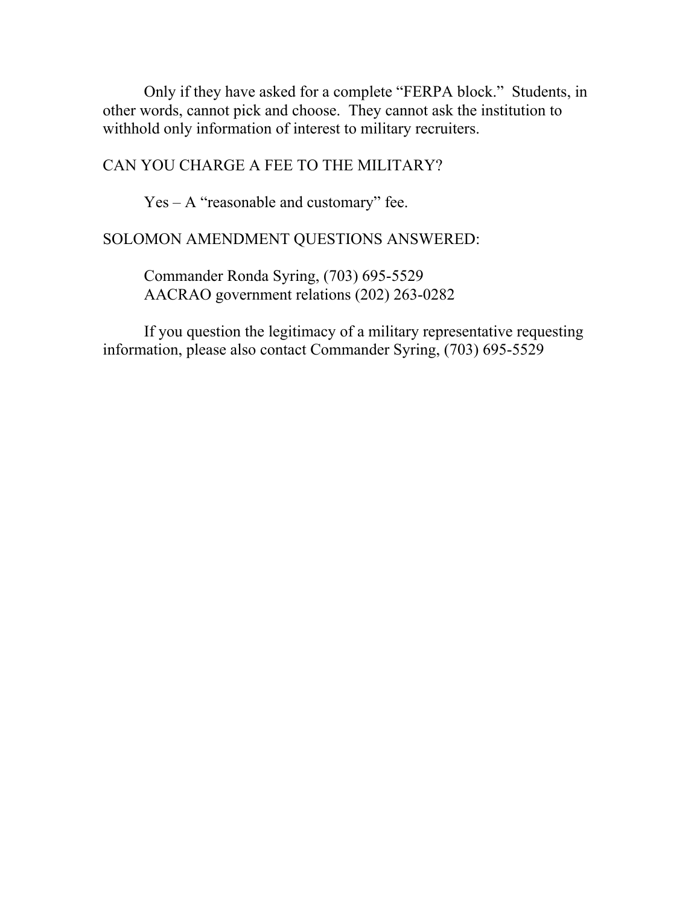Only if they have asked for a complete "FERPA block." Students, in other words, cannot pick and choose. They cannot ask the institution to withhold only information of interest to military recruiters.

## CAN YOU CHARGE A FEE TO THE MILITARY?

Yes – A "reasonable and customary" fee.

## SOLOMON AMENDMENT QUESTIONS ANSWERED:

Commander Ronda Syring, (703) 695-5529
AACRAO government relations (202) 263-0282

If you question the legitimacy of a military representative requesting information, please also contact Commander Syring, (703) 695-5529